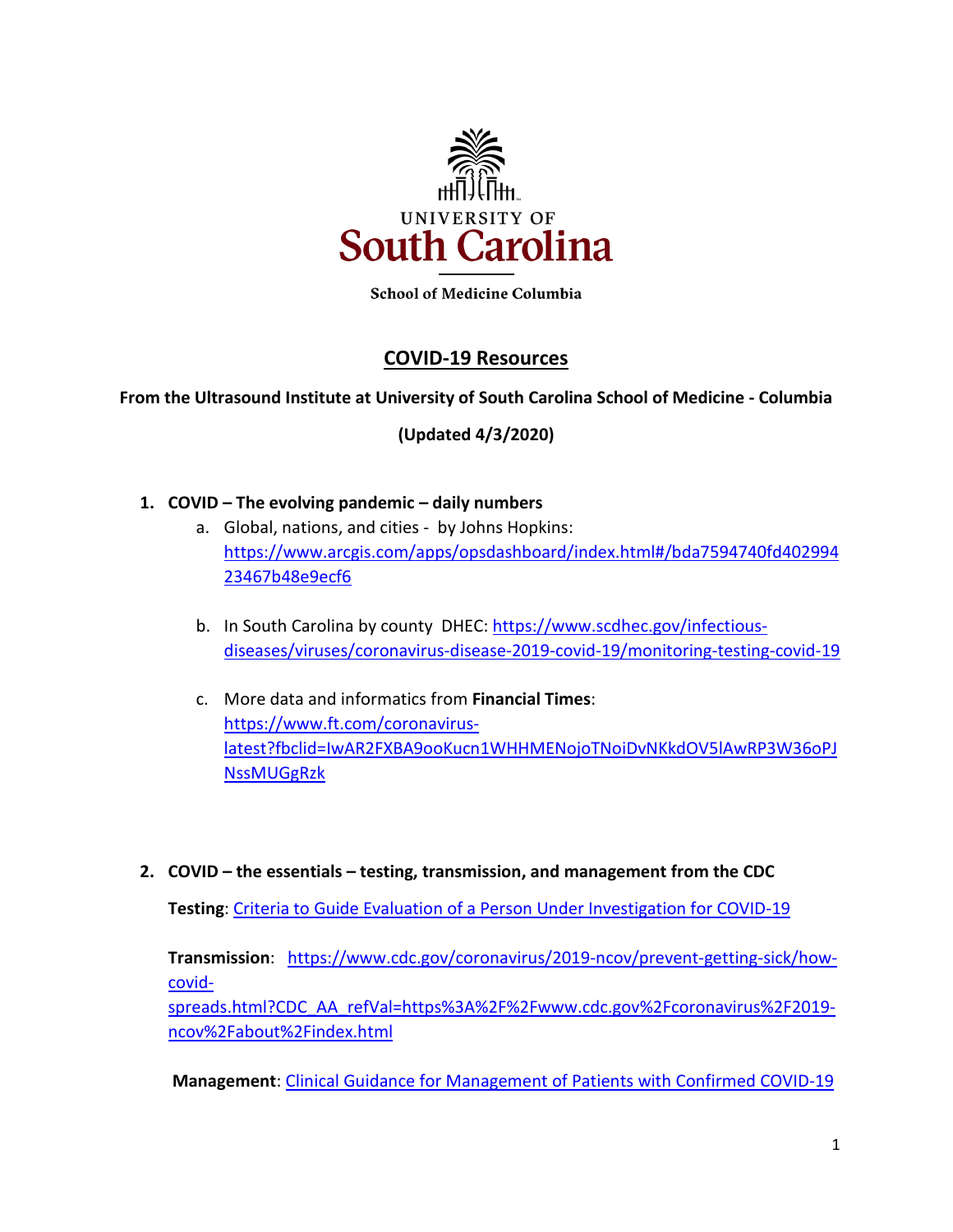UNIVERSITY OF
South Carolina

School of Medicine Columbia

# COVID-19 Resources

**From the Ultrasound Institute at University of South Carolina School of Medicine - Columbia**

**(Updated 4/3/2020)**

1. **COVID – The evolving pandemic – daily numbers**
   a. Global, nations, and cities - by Johns Hopkins: https://www.arcgis.com/apps/opsdashboard/index.html#/bda7594740fd40299423467b48e9ecf6

   b. In South Carolina by county DHEC: https://www.scdhec.gov/infectious-diseases/viruses/coronavirus-disease-2019-covid-19/monitoring-testing-covid-19

   c. More data and informatics from **Financial Times**: https://www.ft.com/coronavirus-latest?fbclid=IwAR2FXBA9ooKucn1WHHMENojoTNoiDvNKkdOV5lAwRP3W36oPJNssMUGgRzk

2. **COVID – the essentials – testing, transmission, and management from the CDC**

   **Testing**: Criteria to Guide Evaluation of a Person Under Investigation for COVID-19

   **Transmission**: https://www.cdc.gov/coronavirus/2019-ncov/prevent-getting-sick/how-covid-spreads.html?CDC_AA_refVal=https%3A%2F%2Fwww.cdc.gov%2Fcoronavirus%2F2019-ncov%2Fabout%2Findex.html

   **Management**: Clinical Guidance for Management of Patients with Confirmed COVID-19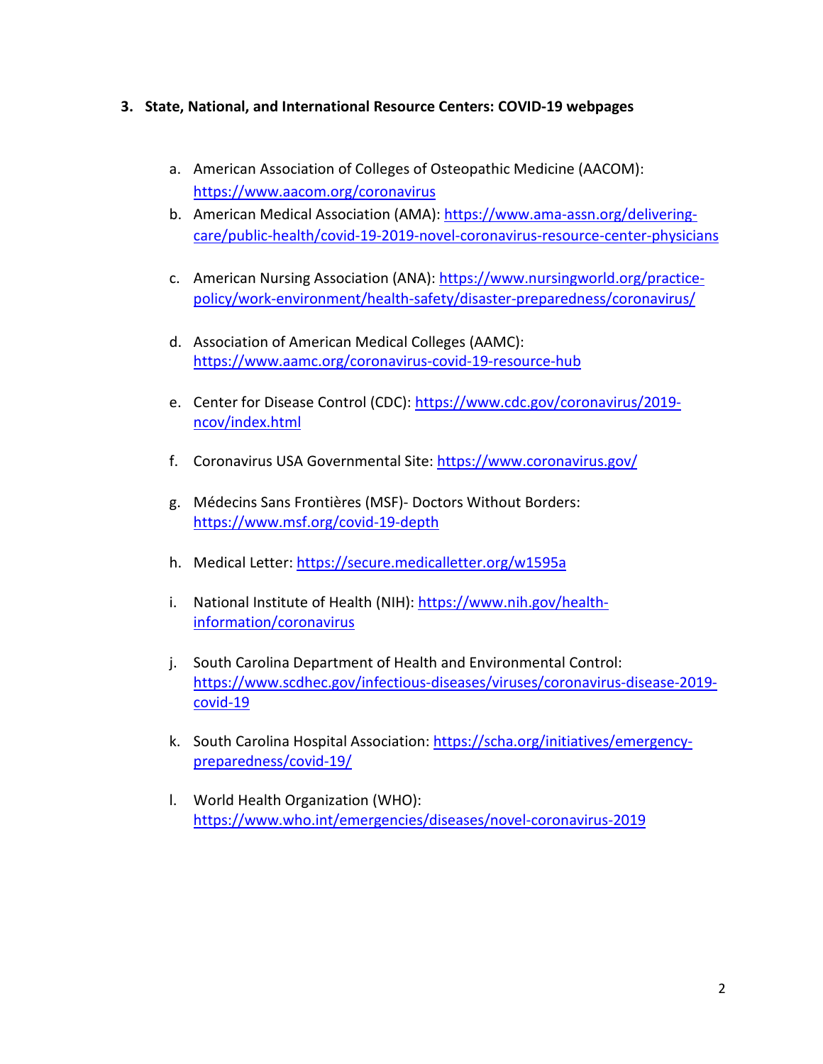3. **State, National, and International Resource Centers: COVID-19 webpages**

   a. American Association of Colleges of Osteopathic Medicine (AACOM): https://www.aacom.org/coronavirus
   b. American Medical Association (AMA): https://www.ama-assn.org/delivering-care/public-health/covid-19-2019-novel-coronavirus-resource-center-physicians
   c. American Nursing Association (ANA): https://www.nursingworld.org/practice-policy/work-environment/health-safety/disaster-preparedness/coronavirus/
   d. Association of American Medical Colleges (AAMC): https://www.aamc.org/coronavirus-covid-19-resource-hub
   e. Center for Disease Control (CDC): https://www.cdc.gov/coronavirus/2019-ncov/index.html
   f. Coronavirus USA Governmental Site: https://www.coronavirus.gov/
   g. Médecins Sans Frontières (MSF)- Doctors Without Borders: https://www.msf.org/covid-19-depth
   h. Medical Letter: https://secure.medicalletter.org/w1595a
   i. National Institute of Health (NIH): https://www.nih.gov/health-information/coronavirus
   j. South Carolina Department of Health and Environmental Control: https://www.scdhec.gov/infectious-diseases/viruses/coronavirus-disease-2019-covid-19
   k. South Carolina Hospital Association: https://scha.org/initiatives/emergency-preparedness/covid-19/
   l. World Health Organization (WHO): https://www.who.int/emergencies/diseases/novel-coronavirus-2019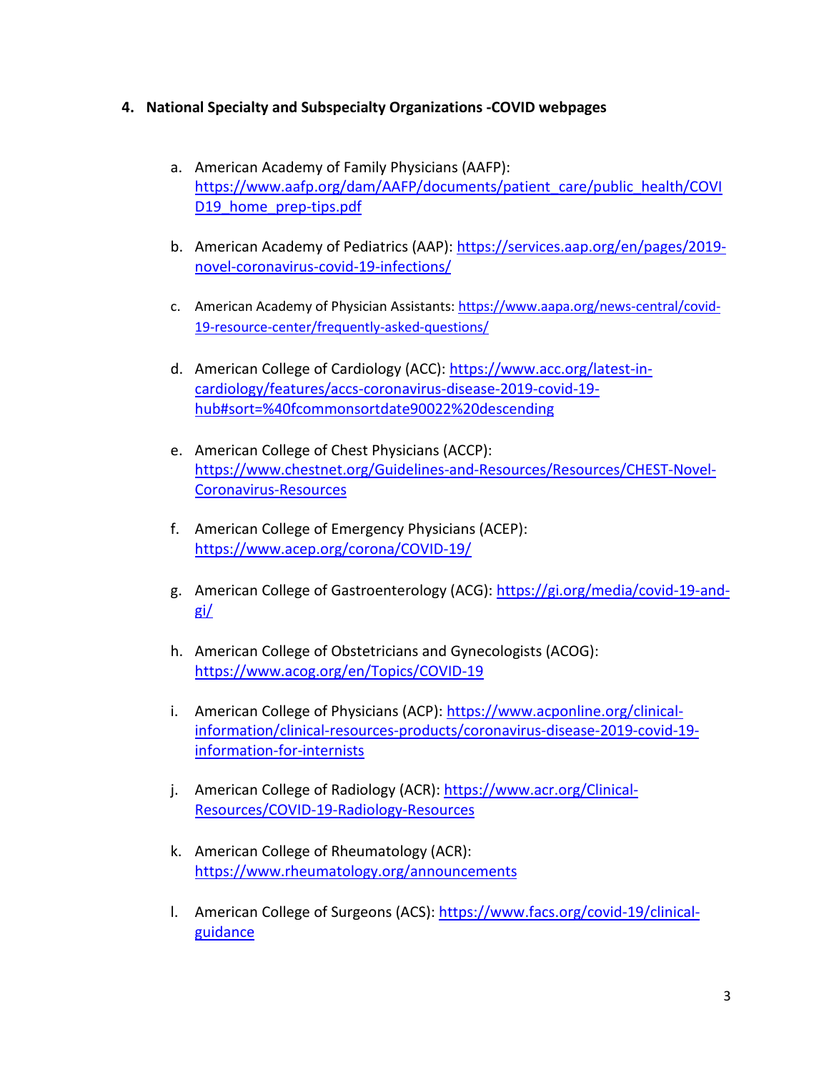4. **National Specialty and Subspecialty Organizations -COVID webpages**

   a. American Academy of Family Physicians (AAFP): https://www.aafp.org/dam/AAFP/documents/patient_care/public_health/COVID19_home_prep-tips.pdf

   b. American Academy of Pediatrics (AAP): https://services.aap.org/en/pages/2019-novel-coronavirus-covid-19-infections/

   c. American Academy of Physician Assistants: https://www.aapa.org/news-central/covid-19-resource-center/frequently-asked-questions/

   d. American College of Cardiology (ACC): https://www.acc.org/latest-in-cardiology/features/accs-coronavirus-disease-2019-covid-19-hub#sort=%40fcommonsortdate90022%20descending

   e. American College of Chest Physicians (ACCP): https://www.chestnet.org/Guidelines-and-Resources/Resources/CHEST-Novel-Coronavirus-Resources

   f. American College of Emergency Physicians (ACEP): https://www.acep.org/corona/COVID-19/

   g. American College of Gastroenterology (ACG): https://gi.org/media/covid-19-and-gi/

   h. American College of Obstetricians and Gynecologists (ACOG): https://www.acog.org/en/Topics/COVID-19

   i. American College of Physicians (ACP): https://www.acponline.org/clinical-information/clinical-resources-products/coronavirus-disease-2019-covid-19-information-for-internists

   j. American College of Radiology (ACR): https://www.acr.org/Clinical-Resources/COVID-19-Radiology-Resources

   k. American College of Rheumatology (ACR): https://www.rheumatology.org/announcements

   l. American College of Surgeons (ACS): https://www.facs.org/covid-19/clinical-guidance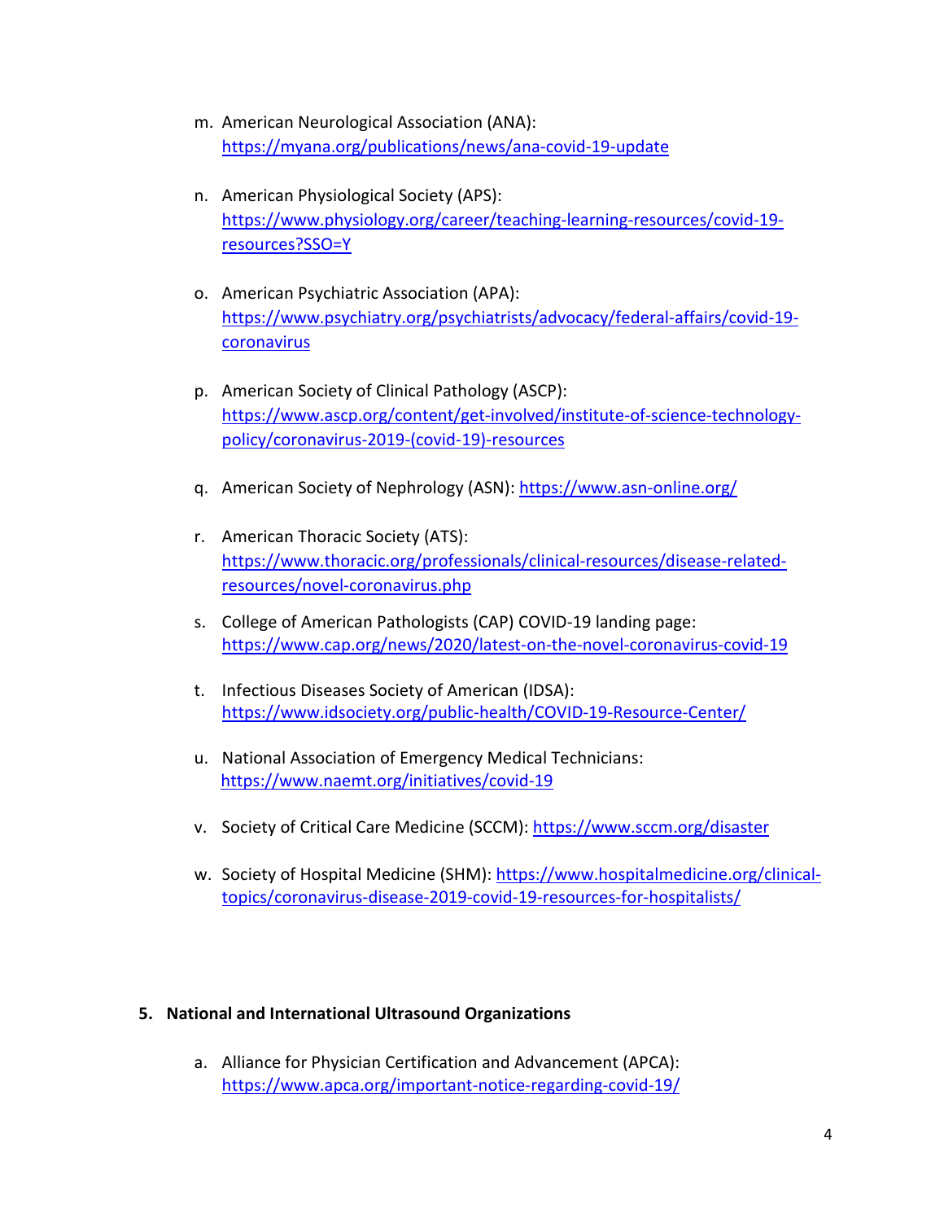m. American Neurological Association (ANA): https://myana.org/publications/news/ana-covid-19-update

n. American Physiological Society (APS): https://www.physiology.org/career/teaching-learning-resources/covid-19-resources?SSO=Y

o. American Psychiatric Association (APA): https://www.psychiatry.org/psychiatrists/advocacy/federal-affairs/covid-19-coronavirus

p. American Society of Clinical Pathology (ASCP): https://www.ascp.org/content/get-involved/institute-of-science-technology-policy/coronavirus-2019-(covid-19)-resources

q. American Society of Nephrology (ASN): https://www.asn-online.org/

r. American Thoracic Society (ATS): https://www.thoracic.org/professionals/clinical-resources/disease-related-resources/novel-coronavirus.php

s. College of American Pathologists (CAP) COVID-19 landing page: https://www.cap.org/news/2020/latest-on-the-novel-coronavirus-covid-19

t. Infectious Diseases Society of American (IDSA): https://www.idsociety.org/public-health/COVID-19-Resource-Center/

u. National Association of Emergency Medical Technicians: https://www.naemt.org/initiatives/covid-19

v. Society of Critical Care Medicine (SCCM): https://www.sccm.org/disaster

w. Society of Hospital Medicine (SHM): https://www.hospitalmedicine.org/clinical-topics/coronavirus-disease-2019-covid-19-resources-for-hospitalists/

## 5. National and International Ultrasound Organizations

a. Alliance for Physician Certification and Advancement (APCA): https://www.apca.org/important-notice-regarding-covid-19/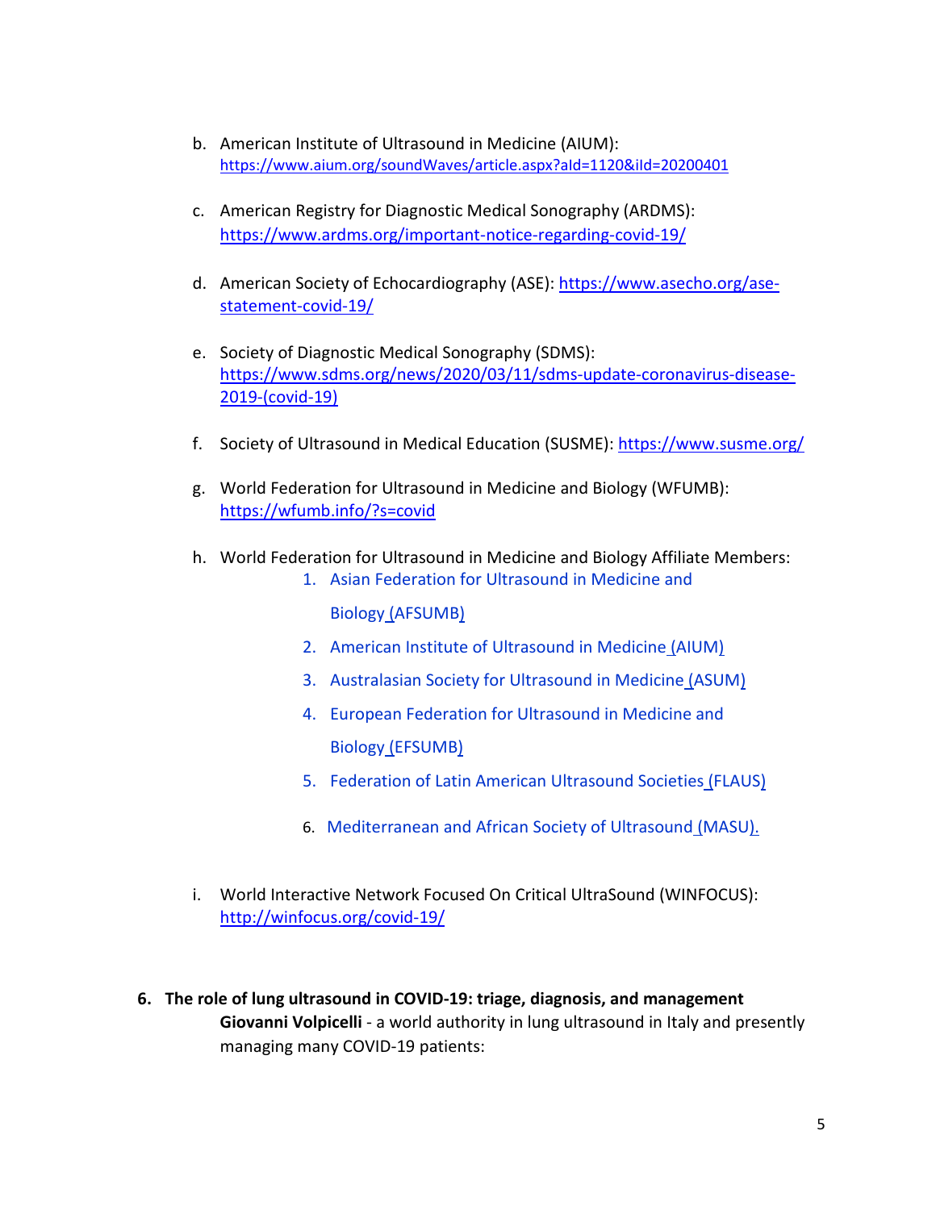b. American Institute of Ultrasound in Medicine (AIUM): https://www.aium.org/soundWaves/article.aspx?aId=1120&iId=20200401

c. American Registry for Diagnostic Medical Sonography (ARDMS): https://www.ardms.org/important-notice-regarding-covid-19/

d. American Society of Echocardiography (ASE): https://www.asecho.org/ase-statement-covid-19/

e. Society of Diagnostic Medical Sonography (SDMS): https://www.sdms.org/news/2020/03/11/sdms-update-coronavirus-disease-2019-(covid-19)

f. Society of Ultrasound in Medical Education (SUSME): https://www.susme.org/

g. World Federation for Ultrasound in Medicine and Biology (WFUMB): https://wfumb.info/?s=covid

h. World Federation for Ultrasound in Medicine and Biology Affiliate Members:
   1. Asian Federation for Ultrasound in Medicine and Biology (AFSUMB)
   2. American Institute of Ultrasound in Medicine (AIUM)
   3. Australasian Society for Ultrasound in Medicine (ASUM)
   4. European Federation for Ultrasound in Medicine and Biology (EFSUMB)
   5. Federation of Latin American Ultrasound Societies (FLAUS)
   6. Mediterranean and African Society of Ultrasound (MASU).

i. World Interactive Network Focused On Critical UltraSound (WINFOCUS): http://winfocus.org/covid-19/

6. **The role of lung ultrasound in COVID-19: triage, diagnosis, and management**
   **Giovanni Volpicelli** - a world authority in lung ultrasound in Italy and presently managing many COVID-19 patients: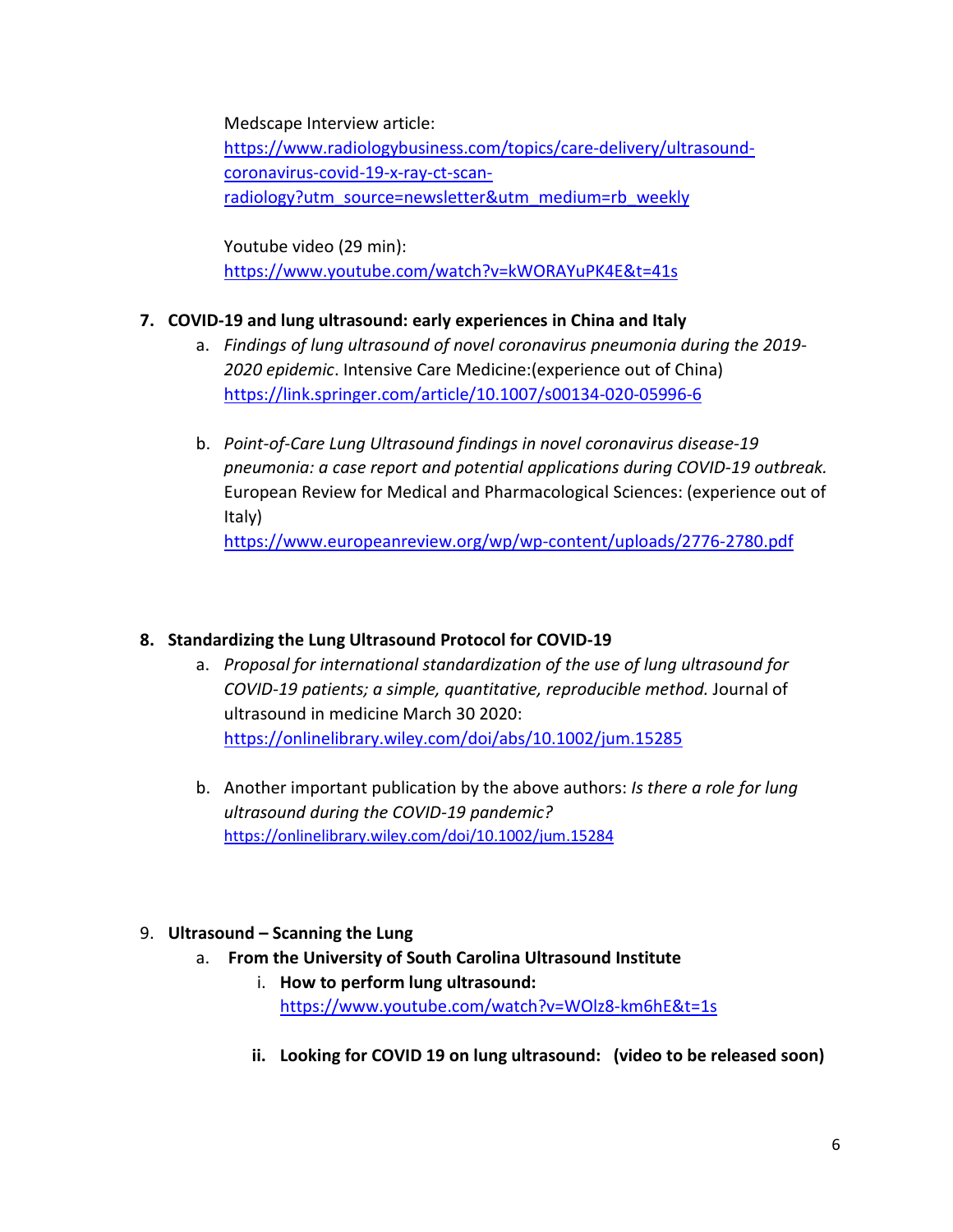Medscape Interview article:
https://www.radiologybusiness.com/topics/care-delivery/ultrasound-coronavirus-covid-19-x-ray-ct-scan-radiology?utm_source=newsletter&utm_medium=rb_weekly

Youtube video (29 min):
https://www.youtube.com/watch?v=kWORAYuPK4E&t=41s

7. **COVID-19 and lung ultrasound: early experiences in China and Italy**
   a. *Findings of lung ultrasound of novel coronavirus pneumonia during the 2019-2020 epidemic*. Intensive Care Medicine:(experience out of China)
   https://link.springer.com/article/10.1007/s00134-020-05996-6

   b. *Point-of-Care Lung Ultrasound findings in novel coronavirus disease-19 pneumonia: a case report and potential applications during COVID-19 outbreak.* European Review for Medical and Pharmacological Sciences: (experience out of Italy)
   https://www.europeanreview.org/wp/wp-content/uploads/2776-2780.pdf

8. **Standardizing the Lung Ultrasound Protocol for COVID-19**
   a. *Proposal for international standardization of the use of lung ultrasound for COVID-19 patients; a simple, quantitative, reproducible method.* Journal of ultrasound in medicine March 30 2020:
   https://onlinelibrary.wiley.com/doi/abs/10.1002/jum.15285

   b. Another important publication by the above authors: *Is there a role for lung ultrasound during the COVID-19 pandemic?*
   https://onlinelibrary.wiley.com/doi/10.1002/jum.15284

9. **Ultrasound – Scanning the Lung**
   a. **From the University of South Carolina Ultrasound Institute**
      i. **How to perform lung ultrasound:**
      https://www.youtube.com/watch?v=WOlz8-km6hE&t=1s

      ii. **Looking for COVID 19 on lung ultrasound: (video to be released soon)**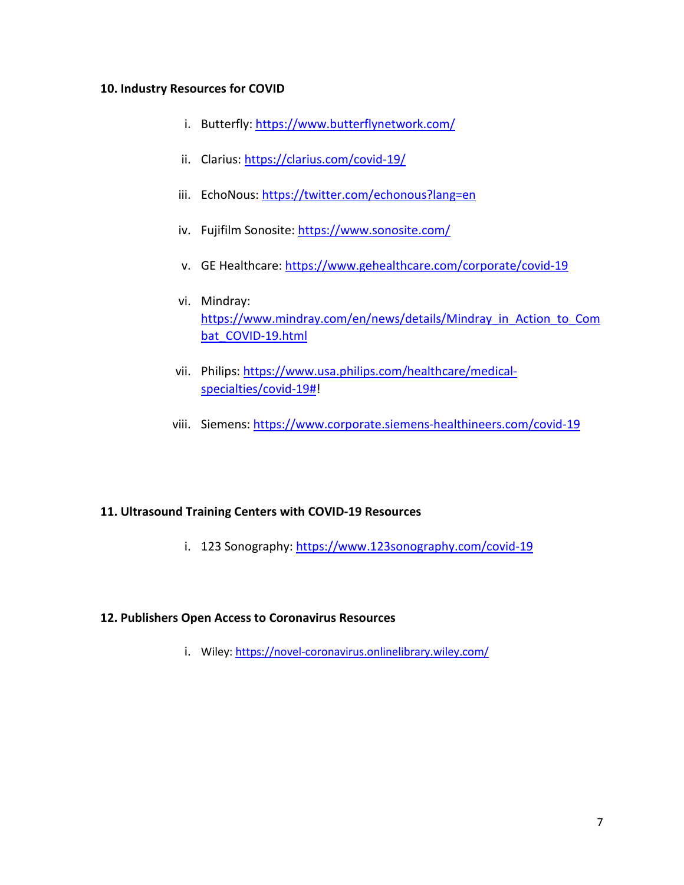**10. Industry Resources for COVID**

i. Butterfly: https://www.butterflynetwork.com/

ii. Clarius: https://clarius.com/covid-19/

iii. EchoNous: https://twitter.com/echonous?lang=en

iv. Fujifilm Sonosite: https://www.sonosite.com/

v. GE Healthcare: https://www.gehealthcare.com/corporate/covid-19

vi. Mindray: https://www.mindray.com/en/news/details/Mindray_in_Action_to_Combat_COVID-19.html

vii. Philips: https://www.usa.philips.com/healthcare/medical-specialties/covid-19#!

viii. Siemens: https://www.corporate.siemens-healthineers.com/covid-19

**11. Ultrasound Training Centers with COVID-19 Resources**

i. 123 Sonography: https://www.123sonography.com/covid-19

**12. Publishers Open Access to Coronavirus Resources**

i. Wiley: https://novel-coronavirus.onlinelibrary.wiley.com/